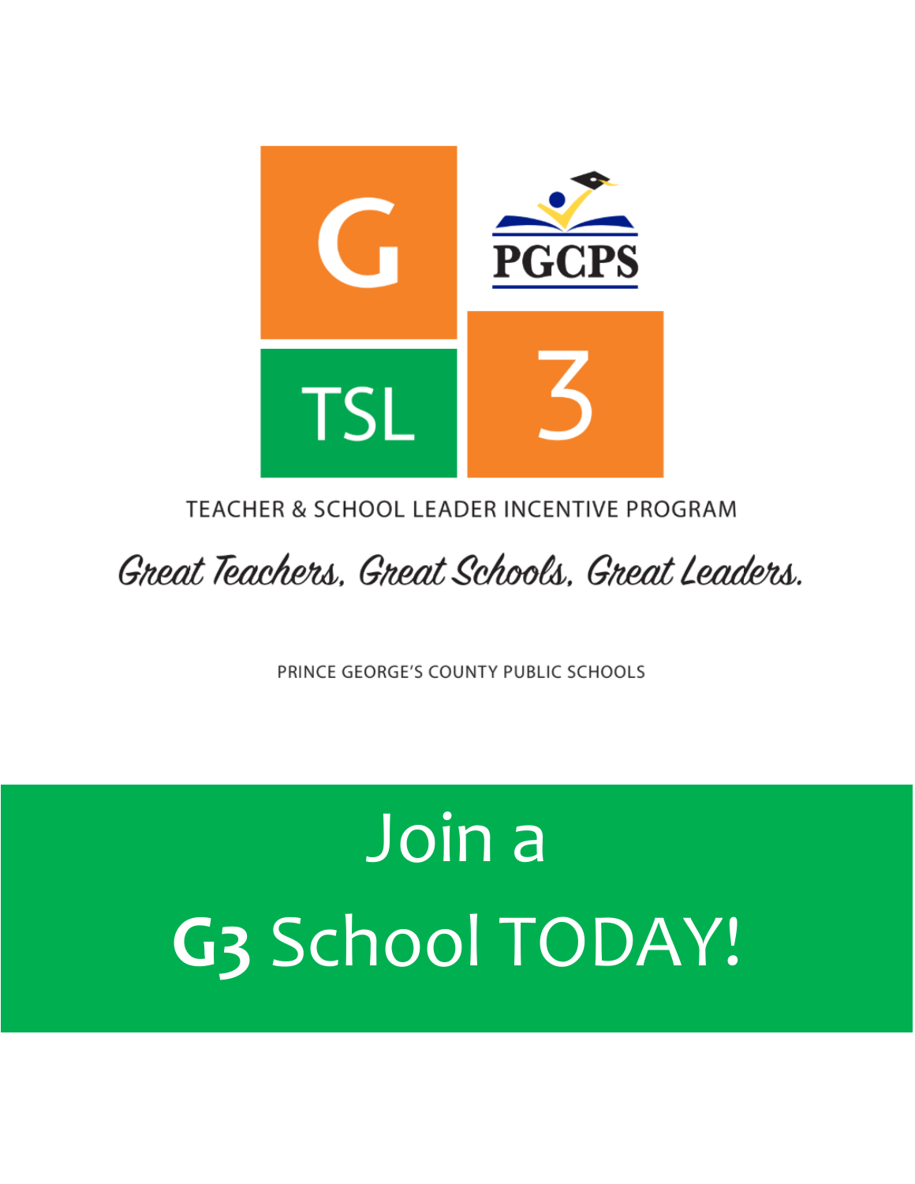G

PGCPS

TSL

3

TEACHER & SCHOOL LEADER INCENTIVE PROGRAM

*Great Teachers. Great Schools. Great Leaders.*

PRINCE GEORGE'S COUNTY PUBLIC SCHOOLS

# Join a **G3** School TODAY!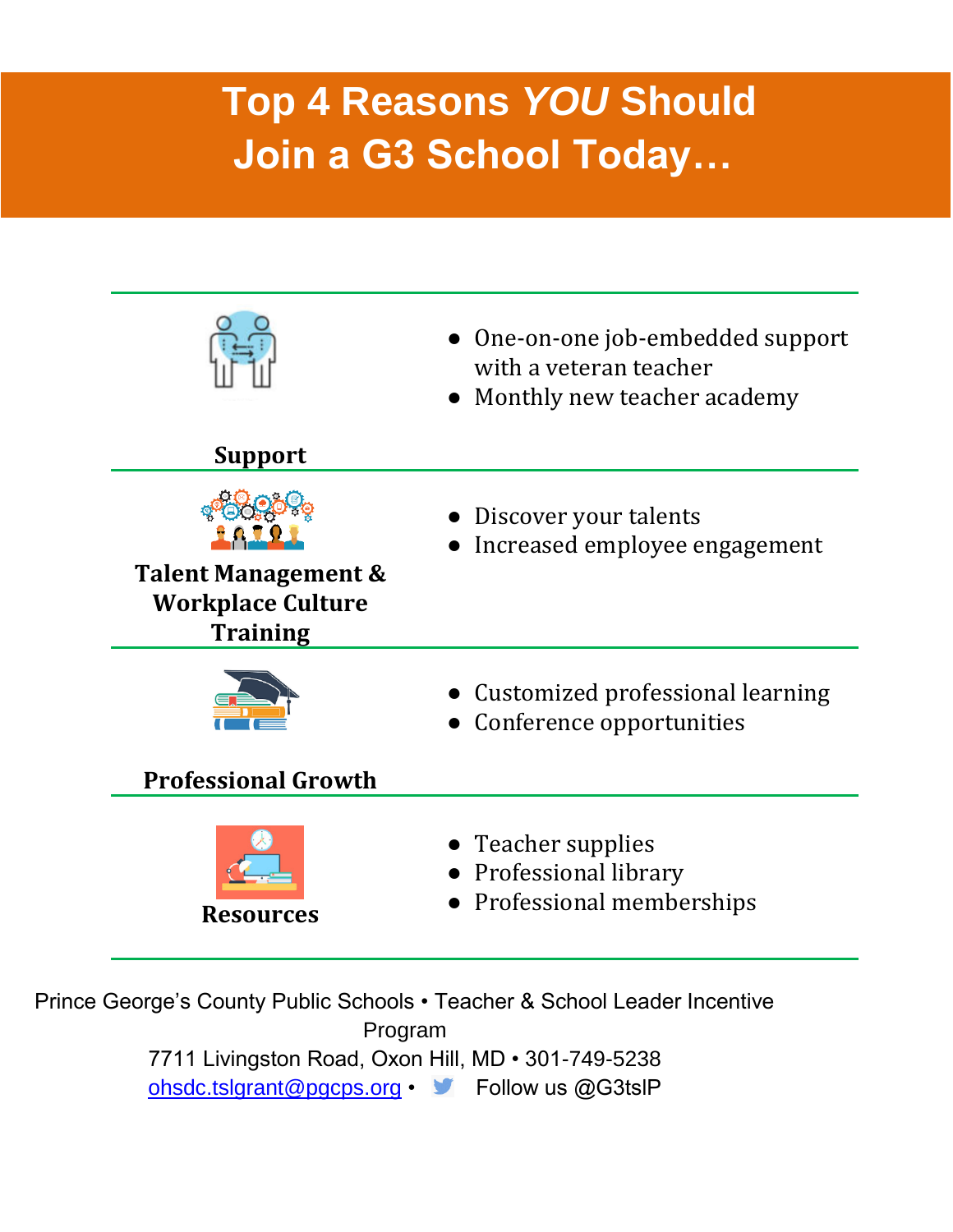# Top 4 Reasons *YOU* Should Join a G3 School Today…

### Support

- One-on-one job-embedded support with a veteran teacher
- Monthly new teacher academy

### Talent Management & Workplace Culture Training

- Discover your talents
- Increased employee engagement

### Professional Growth

- Customized professional learning
- Conference opportunities

### Resources

- Teacher supplies
- Professional library
- Professional memberships

Prince George's County Public Schools • Teacher & School Leader Incentive Program
7711 Livingston Road, Oxon Hill, MD • 301-749-5238
ohsdc.tslgrant@pgcps.org • Follow us @G3tslP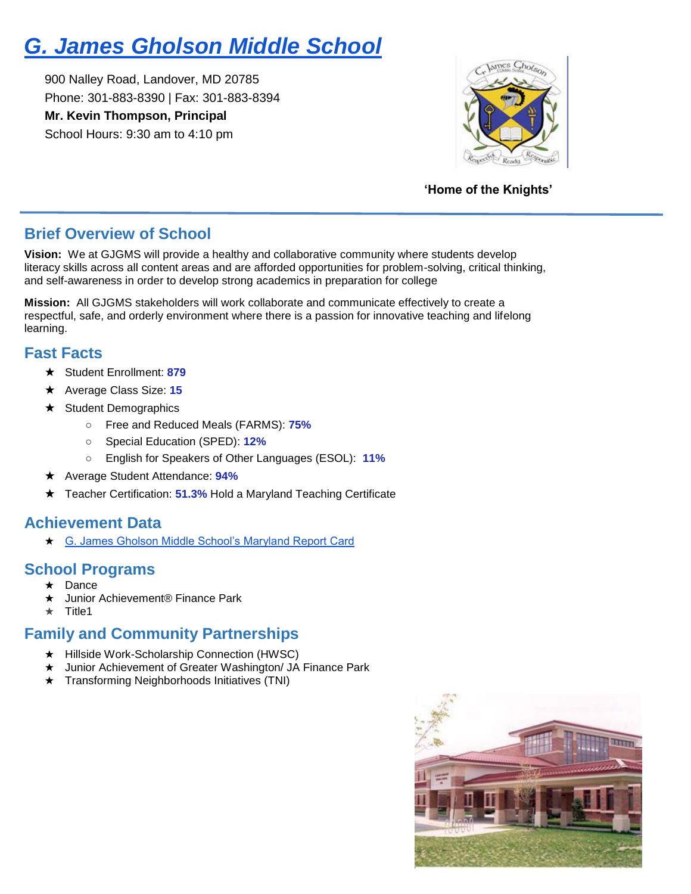# G. James Gholson Middle School

900 Nalley Road, Landover, MD 20785
Phone: 301-883-8390 | Fax: 301-883-8394
**Mr. Kevin Thompson, Principal**
School Hours: 9:30 am to 4:10 pm

**'Home of the Knights'**

## Brief Overview of School

**Vision:** We at GJGMS will provide a healthy and collaborative community where students develop literacy skills across all content areas and are afforded opportunities for problem-solving, critical thinking, and self-awareness in order to develop strong academics in preparation for college

**Mission:** All GJGMS stakeholders will work collaborate and communicate effectively to create a respectful, safe, and orderly environment where there is a passion for innovative teaching and lifelong learning.

## Fast Facts

- Student Enrollment: **879**
- Average Class Size: **15**
- Student Demographics
  - Free and Reduced Meals (FARMS): **75%**
  - Special Education (SPED): **12%**
  - English for Speakers of Other Languages (ESOL): **11%**
- Average Student Attendance: **94%**
- Teacher Certification: **51.3%** Hold a Maryland Teaching Certificate

## Achievement Data

- G. James Gholson Middle School's Maryland Report Card

## School Programs

- Dance
- Junior Achievement® Finance Park
- Title1

## Family and Community Partnerships

- Hillside Work-Scholarship Connection (HWSC)
- Junior Achievement of Greater Washington/ JA Finance Park
- Transforming Neighborhoods Initiatives (TNI)